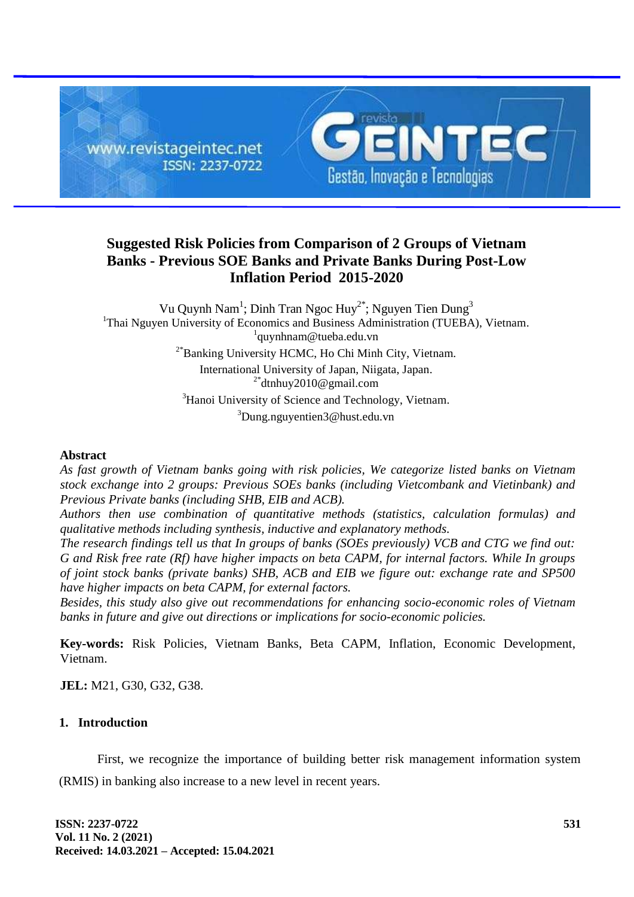# Suggested Risk Policies from Comparison of 2 Groups of Vietnam Banks - Previous SOE Banks and Private Banks During Post-Low Inflation Period 2015-2020

Vu Quynh Nam[1]; Dinh Tran Ngoc Huy[2*]; Nguyen Tien Dung[3]

[1]Thai Nguyen University of Economics and Business Administration (TUEBA), Vietnam.
[1]quynhnam@tueba.edu.vn

[2*]Banking University HCMC, Ho Chi Minh City, Vietnam.
International University of Japan, Niigata, Japan.
[2*]dtnhuy2010@gmail.com

[3]Hanoi University of Science and Technology, Vietnam.
[3]Dung.nguyentien3@hust.edu.vn

## Abstract

*As fast growth of Vietnam banks going with risk policies, We categorize listed banks on Vietnam stock exchange into 2 groups: Previous SOEs banks (including Vietcombank and Vietinbank) and Previous Private banks (including SHB, EIB and ACB).*

*Authors then use combination of quantitative methods (statistics, calculation formulas) and qualitative methods including synthesis, inductive and explanatory methods.*

*The research findings tell us that In groups of banks (SOEs previously) VCB and CTG we find out: G and Risk free rate (Rf) have higher impacts on beta CAPM, for internal factors. While In groups of joint stock banks (private banks) SHB, ACB and EIB we figure out: exchange rate and SP500 have higher impacts on beta CAPM, for external factors.*

*Besides, this study also give out recommendations for enhancing socio-economic roles of Vietnam banks in future and give out directions or implications for socio-economic policies.*

**Key-words:** Risk Policies, Vietnam Banks, Beta CAPM, Inflation, Economic Development, Vietnam.

**JEL:** M21, G30, G32, G38.

## 1. Introduction

First, we recognize the importance of building better risk management information system (RMIS) in banking also increase to a new level in recent years.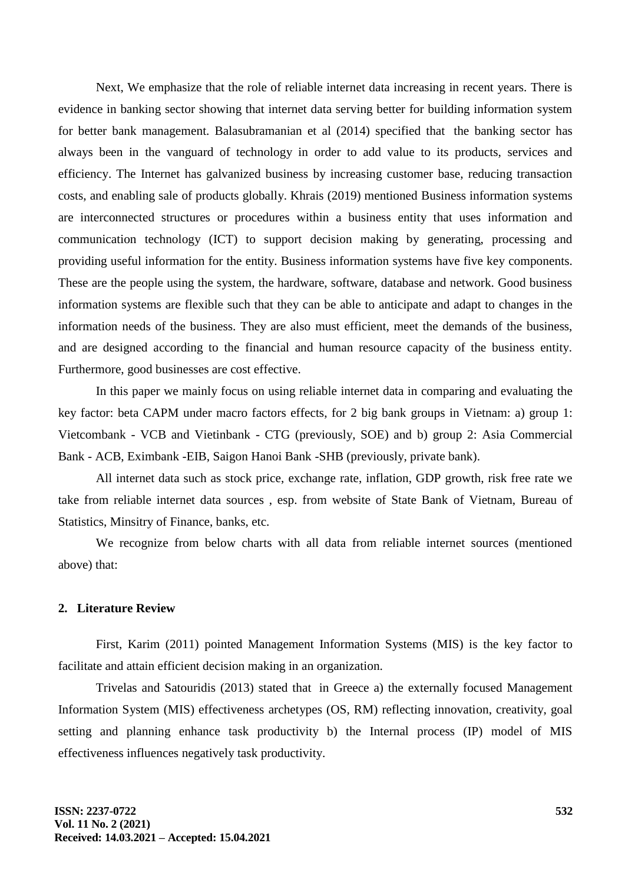Next, We emphasize that the role of reliable internet data increasing in recent years. There is evidence in banking sector showing that internet data serving better for building information system for better bank management. Balasubramanian et al (2014) specified that the banking sector has always been in the vanguard of technology in order to add value to its products, services and efficiency. The Internet has galvanized business by increasing customer base, reducing transaction costs, and enabling sale of products globally. Khrais (2019) mentioned Business information systems are interconnected structures or procedures within a business entity that uses information and communication technology (ICT) to support decision making by generating, processing and providing useful information for the entity. Business information systems have five key components. These are the people using the system, the hardware, software, database and network. Good business information systems are flexible such that they can be able to anticipate and adapt to changes in the information needs of the business. They are also must efficient, meet the demands of the business, and are designed according to the financial and human resource capacity of the business entity. Furthermore, good businesses are cost effective.

In this paper we mainly focus on using reliable internet data in comparing and evaluating the key factor: beta CAPM under macro factors effects, for 2 big bank groups in Vietnam: a) group 1: Vietcombank - VCB and Vietinbank - CTG (previously, SOE) and b) group 2: Asia Commercial Bank - ACB, Eximbank -EIB, Saigon Hanoi Bank -SHB (previously, private bank).

All internet data such as stock price, exchange rate, inflation, GDP growth, risk free rate we take from reliable internet data sources , esp. from website of State Bank of Vietnam, Bureau of Statistics, Minsitry of Finance, banks, etc.

We recognize from below charts with all data from reliable internet sources (mentioned above) that:

## 2. Literature Review

First, Karim (2011) pointed Management Information Systems (MIS) is the key factor to facilitate and attain efficient decision making in an organization.

Trivelas and Satouridis (2013) stated that in Greece a) the externally focused Management Information System (MIS) effectiveness archetypes (OS, RM) reflecting innovation, creativity, goal setting and planning enhance task productivity b) the Internal process (IP) model of MIS effectiveness influences negatively task productivity.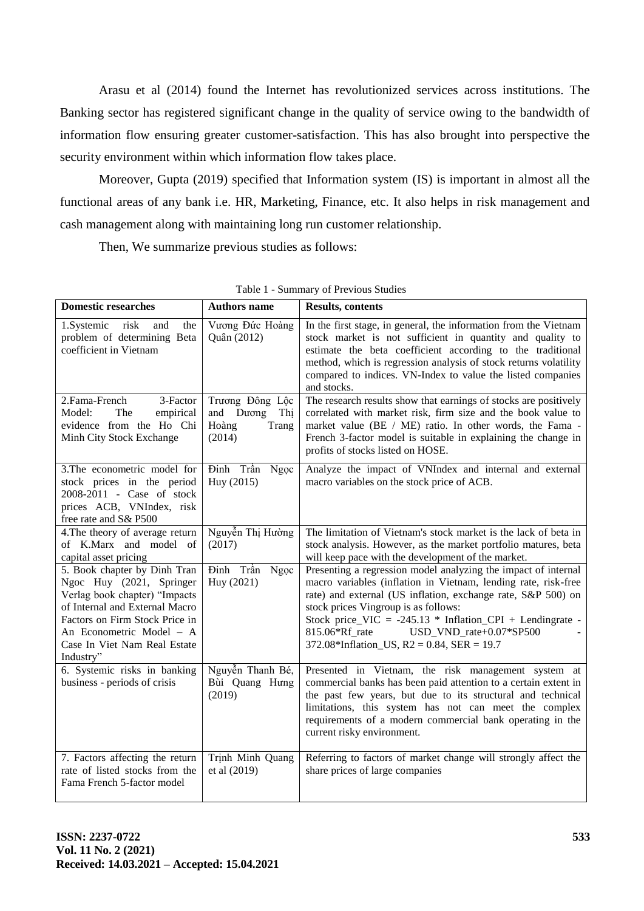Arasu et al (2014) found the Internet has revolutionized services across institutions. The Banking sector has registered significant change in the quality of service owing to the bandwidth of information flow ensuring greater customer-satisfaction. This has also brought into perspective the security environment within which information flow takes place.

Moreover, Gupta (2019) specified that Information system (IS) is important in almost all the functional areas of any bank i.e. HR, Marketing, Finance, etc. It also helps in risk management and cash management along with maintaining long run customer relationship.

Then, We summarize previous studies as follows:

Table 1 - Summary of Previous Studies

| Domestic researches | Authors name | Results, contents |
|---|---|---|
| 1.Systemic risk and the problem of determining Beta coefficient in Vietnam | Vương Đức Hoàng Quân (2012) | In the first stage, in general, the information from the Vietnam stock market is not sufficient in quantity and quality to estimate the beta coefficient according to the traditional method, which is regression analysis of stock returns volatility compared to indices. VN-Index to value the listed companies and stocks. |
| 2.Fama-French 3-Factor Model: The empirical evidence from the Ho Chi Minh City Stock Exchange | Trương Đông Lộc and Dương Thị Hoàng Trang (2014) | The research results show that earnings of stocks are positively correlated with market risk, firm size and the book value to market value (BE / ME) ratio. In other words, the Fama - French 3-factor model is suitable in explaining the change in profits of stocks listed on HOSE. |
| 3.The econometric model for stock prices in the period 2008-2011 - Case of stock prices ACB, VNIndex, risk free rate and S& P500 | Đinh Trần Ngọc Huy (2015) | Analyze the impact of VNIndex and internal and external macro variables on the stock price of ACB. |
| 4.The theory of average return of K.Marx and model of capital asset pricing | Nguyễn Thị Hường (2017) | The limitation of Vietnam's stock market is the lack of beta in stock analysis. However, as the market portfolio matures, beta will keep pace with the development of the market. |
| 5. Book chapter by Dinh Tran Ngoc Huy (2021, Springer Verlag book chapter) "Impacts of Internal and External Macro Factors on Firm Stock Price in An Econometric Model – A Case In Viet Nam Real Estate Industry" | Đinh Trần Ngọc Huy (2021) | Presenting a regression model analyzing the impact of internal macro variables (inflation in Vietnam, lending rate, risk-free rate) and external (US inflation, exchange rate, S&P 500) on stock prices Vingroup is as follows: Stock price_VIC = -245.13 * Inflation_CPI + Lendingrate - 815.06*Rf_rate USD_VND_rate+0.07*SP500 - 372.08*Inflation_US, $R2 = 0.84$, SER = 19.7 |
| 6. Systemic risks in banking business - periods of crisis | Nguyễn Thanh Bé, Bùi Quang Hưng (2019) | Presented in Vietnam, the risk management system at commercial banks has been paid attention to a certain extent in the past few years, but due to its structural and technical limitations, this system has not can meet the complex requirements of a modern commercial bank operating in the current risky environment. |
| 7. Factors affecting the return rate of listed stocks from the Fama French 5-factor model | Trịnh Minh Quang et al (2019) | Referring to factors of market change will strongly affect the share prices of large companies |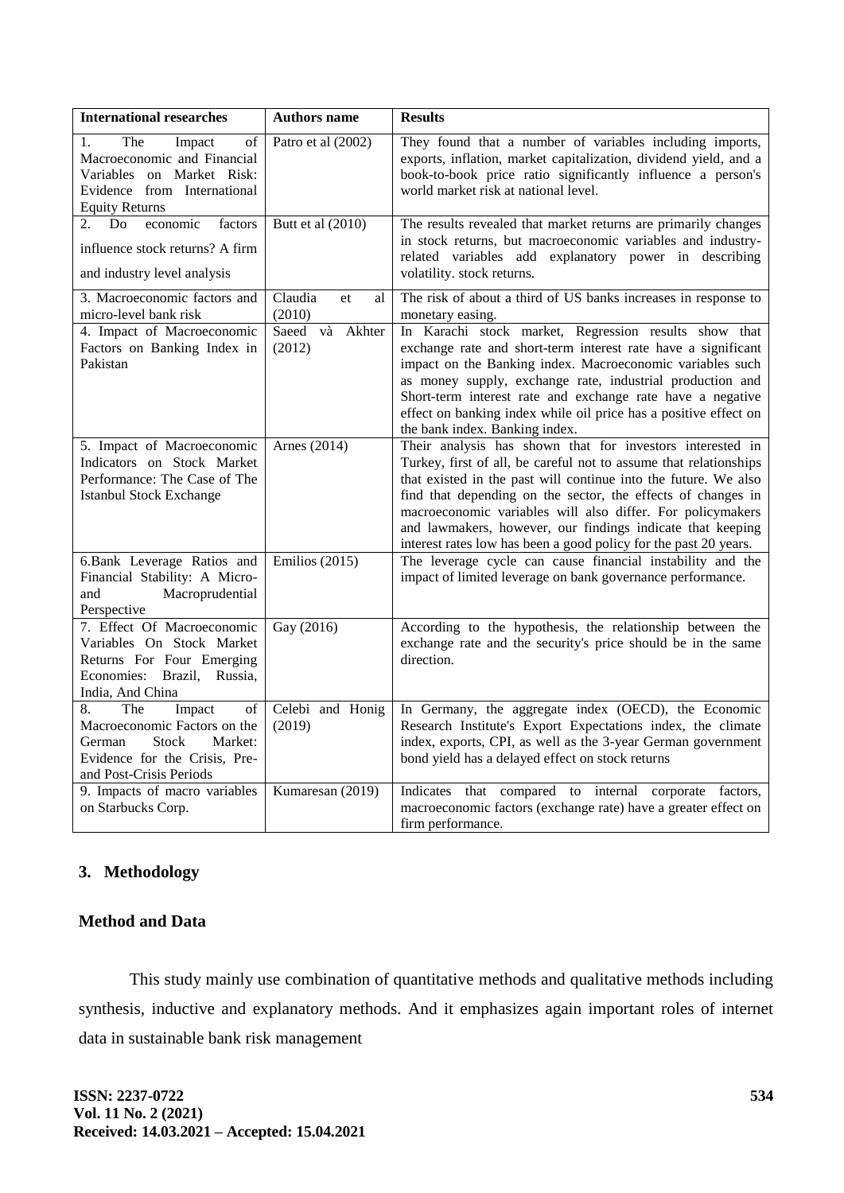| International researches | Authors name | Results |
|---|---|---|
| 1. The Impact of Macroeconomic and Financial Variables on Market Risk: Evidence from International Equity Returns | Patro et al (2002) | They found that a number of variables including imports, exports, inflation, market capitalization, dividend yield, and a book-to-book price ratio significantly influence a person's world market risk at national level. |
| 2. Do economic factors influence stock returns? A firm and industry level analysis | Butt et al (2010) | The results revealed that market returns are primarily changes in stock returns, but macroeconomic variables and industry-related variables add explanatory power in describing volatility. stock returns. |
| 3. Macroeconomic factors and micro-level bank risk | Claudia et al (2010) | The risk of about a third of US banks increases in response to monetary easing. |
| 4. Impact of Macroeconomic Factors on Banking Index in Pakistan | Saeed và Akhter (2012) | In Karachi stock market, Regression results show that exchange rate and short-term interest rate have a significant impact on the Banking index. Macroeconomic variables such as money supply, exchange rate, industrial production and Short-term interest rate and exchange rate have a negative effect on banking index while oil price has a positive effect on the bank index. Banking index. |
| 5. Impact of Macroeconomic Indicators on Stock Market Performance: The Case of The Istanbul Stock Exchange | Arnes (2014) | Their analysis has shown that for investors interested in Turkey, first of all, be careful not to assume that relationships that existed in the past will continue into the future. We also find that depending on the sector, the effects of changes in macroeconomic variables will also differ. For policymakers and lawmakers, however, our findings indicate that keeping interest rates low has been a good policy for the past 20 years. |
| 6.Bank Leverage Ratios and Financial Stability: A Micro- and Macroprudential Perspective | Emilios (2015) | The leverage cycle can cause financial instability and the impact of limited leverage on bank governance performance. |
| 7. Effect Of Macroeconomic Variables On Stock Market Returns For Four Emerging Economies: Brazil, Russia, India, And China | Gay (2016) | According to the hypothesis, the relationship between the exchange rate and the security's price should be in the same direction. |
| 8. The Impact of Macroeconomic Factors on the German Stock Market: Evidence for the Crisis, Pre- and Post-Crisis Periods | Celebi and Honig (2019) | In Germany, the aggregate index (OECD), the Economic Research Institute's Export Expectations index, the climate index, exports, CPI, as well as the 3-year German government bond yield has a delayed effect on stock returns |
| 9. Impacts of macro variables on Starbucks Corp. | Kumaresan (2019) | Indicates that compared to internal corporate factors, macroeconomic factors (exchange rate) have a greater effect on firm performance. |

## 3. Methodology

### Method and Data

This study mainly use combination of quantitative methods and qualitative methods including synthesis, inductive and explanatory methods. And it emphasizes again important roles of internet data in sustainable bank risk management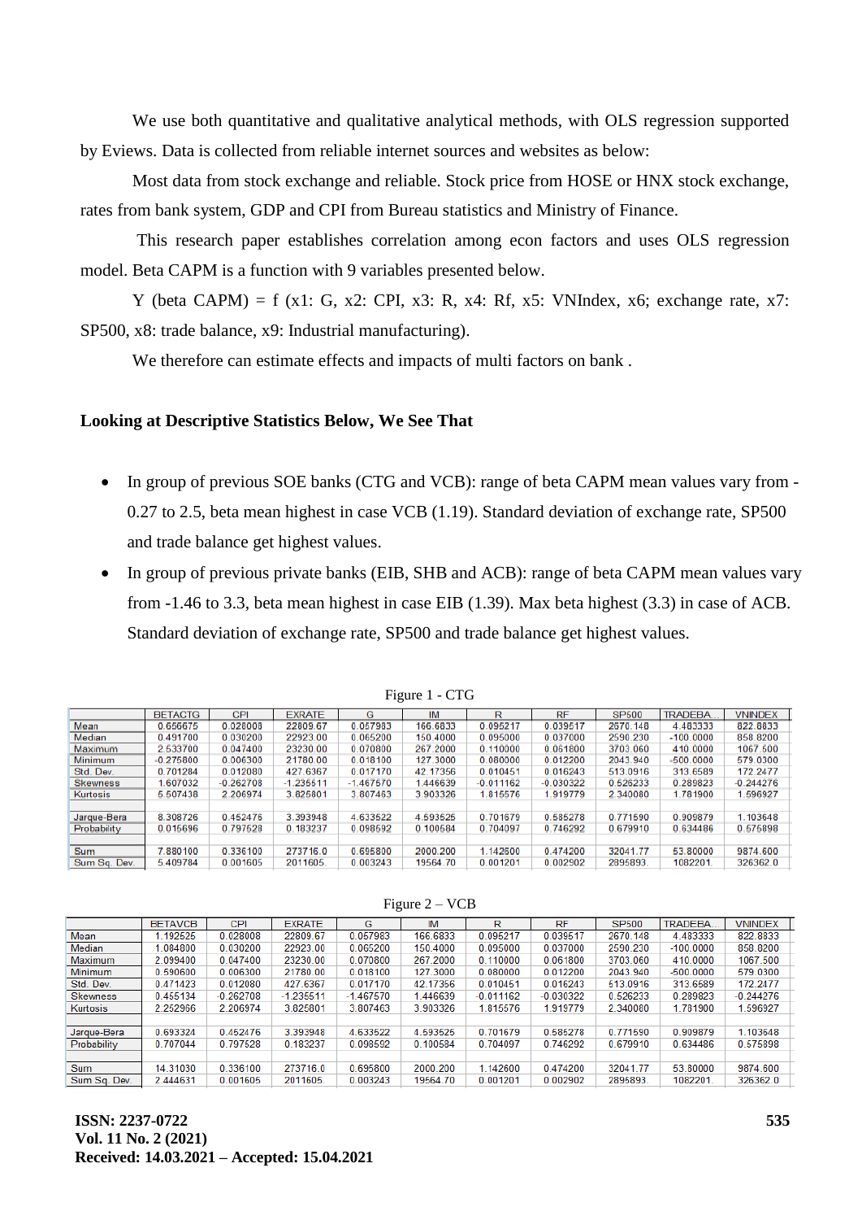We use both quantitative and qualitative analytical methods, with OLS regression supported by Eviews. Data is collected from reliable internet sources and websites as below:

Most data from stock exchange and reliable. Stock price from HOSE or HNX stock exchange, rates from bank system, GDP and CPI from Bureau statistics and Ministry of Finance.

This research paper establishes correlation among econ factors and uses OLS regression model. Beta CAPM is a function with 9 variables presented below.

Y (beta CAPM) = f (x1: G, x2: CPI, x3: R, x4: Rf, x5: VNIndex, x6; exchange rate, x7: SP500, x8: trade balance, x9: Industrial manufacturing).

We therefore can estimate effects and impacts of multi factors on bank .

**Looking at Descriptive Statistics Below, We See That**

- In group of previous SOE banks (CTG and VCB): range of beta CAPM mean values vary from -0.27 to 2.5, beta mean highest in case VCB (1.19). Standard deviation of exchange rate, SP500 and trade balance get highest values.
- In group of previous private banks (EIB, SHB and ACB): range of beta CAPM mean values vary from -1.46 to 3.3, beta mean highest in case EIB (1.39). Max beta highest (3.3) in case of ACB. Standard deviation of exchange rate, SP500 and trade balance get highest values.

Figure 1 - CTG

| | BETACTG | CPI | EXRATE | G | IM | R | RF | SP500 | TRADEBA... | VNINDEX |
|---|---|---|---|---|---|---|---|---|---|---|
| Mean | 0.656675 | 0.028008 | 22809.67 | 0.057983 | 166.6833 | 0.095217 | 0.039517 | 2670.148 | 4.483333 | 822.8833 |
| Median | 0.491700 | 0.030200 | 22923.00 | 0.065200 | 150.4000 | 0.095000 | 0.037000 | 2590.230 | -100.0000 | 858.8200 |
| Maximum | 2.533700 | 0.047400 | 23230.00 | 0.070800 | 267.2000 | 0.110000 | 0.061800 | 3703.060 | 410.0000 | 1067.500 |
| Minimum | -0.275800 | 0.006300 | 21780.00 | 0.018100 | 127.3000 | 0.080000 | 0.012200 | 2043.940 | -500.0000 | 579.0300 |
| Std. Dev. | 0.701284 | 0.012080 | 427.6367 | 0.017170 | 42.17356 | 0.010451 | 0.016243 | 513.0916 | 313.6589 | 172.2477 |
| Skewness | 1.607032 | -0.262708 | -1.235511 | -1.467570 | 1.446639 | -0.011162 | -0.030322 | 0.526233 | 0.289823 | -0.244276 |
| Kurtosis | 5.507438 | 2.206974 | 3.825801 | 3.807463 | 3.903326 | 1.815576 | 1.919779 | 2.340080 | 1.781900 | 1.596927 |
| | | | | | | | | | | |
| Jarque-Bera | 8.308726 | 0.452476 | 3.393948 | 4.633522 | 4.593525 | 0.701679 | 0.585278 | 0.771590 | 0.909879 | 1.103648 |
| Probability | 0.015696 | 0.797528 | 0.183237 | 0.098592 | 0.100584 | 0.704097 | 0.746292 | 0.679910 | 0.634486 | 0.575898 |
| | | | | | | | | | | |
| Sum | 7.880100 | 0.336100 | 273716.0 | 0.695800 | 2000.200 | 1.142600 | 0.474200 | 32041.77 | 53.80000 | 9874.600 |
| Sum Sq. Dev. | 5.409784 | 0.001605 | 2011605. | 0.003243 | 19564.70 | 0.001201 | 0.002902 | 2895893. | 1082201. | 326362.0 |

Figure 2 – VCB

| | BETAVCB | CPI | EXRATE | G | IM | R | RF | SP500 | TRADEBA... | VNINDEX |
|---|---|---|---|---|---|---|---|---|---|---|
| Mean | 1.192525 | 0.028008 | 22809.67 | 0.057983 | 166.6833 | 0.095217 | 0.039517 | 2670.148 | 4.483333 | 822.8833 |
| Median | 1.084800 | 0.030200 | 22923.00 | 0.065200 | 150.4000 | 0.095000 | 0.037000 | 2590.230 | -100.0000 | 858.8200 |
| Maximum | 2.099400 | 0.047400 | 23230.00 | 0.070800 | 267.2000 | 0.110000 | 0.061800 | 3703.060 | 410.0000 | 1067.500 |
| Minimum | 0.590600 | 0.006300 | 21780.00 | 0.018100 | 127.3000 | 0.080000 | 0.012200 | 2043.940 | -500.0000 | 579.0300 |
| Std. Dev. | 0.471423 | 0.012080 | 427.6367 | 0.017170 | 42.17356 | 0.010451 | 0.016243 | 513.0916 | 313.6589 | 172.2477 |
| Skewness | 0.455134 | -0.262708 | -1.235511 | -1.467570 | 1.446639 | -0.011162 | -0.030322 | 0.526233 | 0.289823 | -0.244276 |
| Kurtosis | 2.252966 | 2.206974 | 3.825801 | 3.807463 | 3.903326 | 1.815576 | 1.919779 | 2.340080 | 1.781900 | 1.596927 |
| | | | | | | | | | | |
| Jarque-Bera | 0.693324 | 0.452476 | 3.393948 | 4.633522 | 4.593525 | 0.701679 | 0.585278 | 0.771590 | 0.909879 | 1.103648 |
| Probability | 0.707044 | 0.797528 | 0.183237 | 0.098592 | 0.100584 | 0.704097 | 0.746292 | 0.679910 | 0.634486 | 0.575898 |
| | | | | | | | | | | |
| Sum | 14.31030 | 0.336100 | 273716.0 | 0.695800 | 2000.200 | 1.142600 | 0.474200 | 32041.77 | 53.80000 | 9874.600 |
| Sum Sq. Dev. | 2.444631 | 0.001605 | 2011605. | 0.003243 | 19564.70 | 0.001201 | 0.002902 | 2895893. | 1082201. | 326362.0 |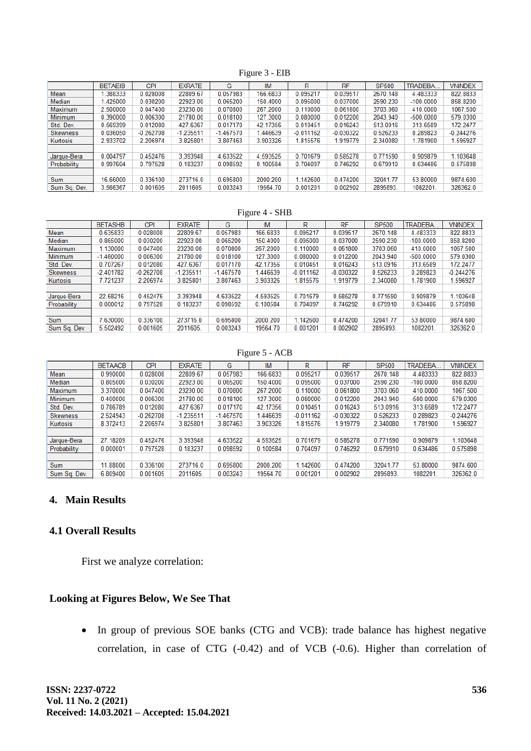Figure 3 - EIB

| | BETAEIB | CPI | EXRATE | G | IM | R | RF | SP500 | TRADEBA... | VNINDEX |
|---|---|---|---|---|---|---|---|---|---|---|
| Mean | 1.388333 | 0.028008 | 22809.67 | 0.057983 | 166.6833 | 0.095217 | 0.039517 | 2670.148 | 4.483333 | 822.8833 |
| Median | 1.425000 | 0.030200 | 22923.00 | 0.065200 | 150.4000 | 0.095000 | 0.037000 | 2590.230 | -100.0000 | 858.8200 |
| Maximum | 2.500000 | 0.047400 | 23230.00 | 0.070800 | 267.2000 | 0.110000 | 0.061800 | 3703.060 | 410.0000 | 1067.500 |
| Minimum | 0.390000 | 0.006300 | 21780.00 | 0.018100 | 127.3000 | 0.080000 | 0.012200 | 2043.940 | -500.0000 | 579.0300 |
| Std. Dev. | 0.569399 | 0.012080 | 427.6367 | 0.017170 | 42.17356 | 0.010451 | 0.016243 | 513.0916 | 313.6589 | 172.2477 |
| Skewness | 0.036050 | -0.262708 | -1.235511 | -1.467570 | 1.446639 | -0.011162 | -0.030322 | 0.526233 | 0.289823 | -0.244276 |
| Kurtosis | 2.933702 | 2.206974 | 3.825801 | 3.807463 | 3.903326 | 1.815576 | 1.919779 | 2.340080 | 1.781900 | 1.596927 |
| | | | | | | | | | | |
| Jarque-Bera | 0.004797 | 0.452476 | 3.393948 | 4.633522 | 4.593525 | 0.701679 | 0.585278 | 0.771590 | 0.909879 | 1.103648 |
| Probability | 0.997604 | 0.797528 | 0.183237 | 0.098592 | 0.100584 | 0.704097 | 0.746292 | 0.679910 | 0.634486 | 0.575898 |
| | | | | | | | | | | |
| Sum | 16.66000 | 0.336100 | 273716.0 | 0.695800 | 2000.200 | 1.142600 | 0.474200 | 32041.77 | 53.80000 | 9874.600 |
| Sum Sq. Dev. | 3.566367 | 0.001605 | 2011605. | 0.003243 | 19564.70 | 0.001201 | 0.002902 | 2895893. | 1082201. | 326362.0 |

Figure 4 - SHB

| | BETASHB | CPI | EXRATE | G | IM | R | RF | SP500 | TRADEBA... | VNINDEX |
|---|---|---|---|---|---|---|---|---|---|---|
| Mean | 0.635833 | 0.028008 | 22809.67 | 0.057983 | 166.6833 | 0.095217 | 0.039517 | 2670.148 | 4.483333 | 822.8833 |
| Median | 0.865000 | 0.030200 | 22923.00 | 0.065200 | 150.4000 | 0.095000 | 0.037000 | 2590.230 | -100.0000 | 858.8200 |
| Maximum | 1.130000 | 0.047400 | 23230.00 | 0.070800 | 267.2000 | 0.110000 | 0.061800 | 3703.060 | 410.0000 | 1067.500 |
| Minimum | -1.460000 | 0.006300 | 21780.00 | 0.018100 | 127.3000 | 0.080000 | 0.012200 | 2043.940 | -500.0000 | 579.0300 |
| Std. Dev. | 0.707267 | 0.012080 | 427.6367 | 0.017170 | 42.17356 | 0.010451 | 0.016243 | 513.0916 | 313.6589 | 172.2477 |
| Skewness | -2.401782 | -0.262708 | -1.235511 | -1.467570 | 1.446639 | -0.011162 | -0.030322 | 0.526233 | 0.289823 | -0.244276 |
| Kurtosis | 7.721237 | 2.206974 | 3.825801 | 3.807463 | 3.903326 | 1.815576 | 1.919779 | 2.340080 | 1.781900 | 1.596927 |
| | | | | | | | | | | |
| Jarque-Bera | 22.68216 | 0.452476 | 3.393948 | 4.633522 | 4.593525 | 0.701679 | 0.585278 | 0.771590 | 0.909879 | 1.103648 |
| Probability | 0.000012 | 0.797528 | 0.183237 | 0.098592 | 0.100584 | 0.704097 | 0.746292 | 0.679910 | 0.634486 | 0.575898 |
| | | | | | | | | | | |
| Sum | 7.630000 | 0.336100 | 273716.0 | 0.695800 | 2000.200 | 1.142600 | 0.474200 | 32041.77 | 53.80000 | 9874.600 |
| Sum Sq. Dev. | 5.502492 | 0.001605 | 2011605. | 0.003243 | 19564.70 | 0.001201 | 0.002902 | 2895893. | 1082201. | 326362.0 |

Figure 5 - ACB

| | BETAACB | CPI | EXRATE | G | IM | R | RF | SP500 | TRADEBA... | VNINDEX |
|---|---|---|---|---|---|---|---|---|---|---|
| Mean | 0.990000 | 0.028008 | 22809.67 | 0.057983 | 166.6833 | 0.095217 | 0.039517 | 2670.148 | 4.483333 | 822.8833 |
| Median | 0.805000 | 0.030200 | 22923.00 | 0.065200 | 150.4000 | 0.095000 | 0.037000 | 2590.230 | -100.0000 | 858.8200 |
| Maximum | 3.370000 | 0.047400 | 23230.00 | 0.070800 | 267.2000 | 0.110000 | 0.061800 | 3703.060 | 410.0000 | 1067.500 |
| Minimum | 0.400000 | 0.006300 | 21780.00 | 0.018100 | 127.3000 | 0.080000 | 0.012200 | 2043.940 | -500.0000 | 579.0300 |
| Std. Dev. | 0.786789 | 0.012080 | 427.6367 | 0.017170 | 42.17356 | 0.010451 | 0.016243 | 513.0916 | 313.6589 | 172.2477 |
| Skewness | 2.524943 | -0.262708 | -1.235511 | -1.467570 | 1.446639 | -0.011162 | -0.030322 | 0.526233 | 0.289823 | -0.244276 |
| Kurtosis | 8.372413 | 2.206974 | 3.825801 | 3.807463 | 3.903326 | 1.815576 | 1.919779 | 2.340080 | 1.781900 | 1.596927 |
| | | | | | | | | | | |
| Jarque-Bera | 27.18209 | 0.452476 | 3.393948 | 4.633522 | 4.593525 | 0.701679 | 0.585278 | 0.771590 | 0.909879 | 1.103648 |
| Probability | 0.000001 | 0.797528 | 0.183237 | 0.098592 | 0.100584 | 0.704097 | 0.746292 | 0.679910 | 0.634486 | 0.575898 |
| | | | | | | | | | | |
| Sum | 11.88000 | 0.336100 | 273716.0 | 0.695800 | 2000.200 | 1.142600 | 0.474200 | 32041.77 | 53.80000 | 9874.600 |
| Sum Sq. Dev. | 6.809400 | 0.001605 | 2011605. | 0.003243 | 19564.70 | 0.001201 | 0.002902 | 2895893. | 1082201. | 326362.0 |

## 4. Main Results

### 4.1 Overall Results

First we analyze correlation:

**Looking at Figures Below, We See That**

- In group of previous SOE banks (CTG and VCB): trade balance has highest negative correlation, in case of CTG (-0.42) and of VCB (-0.6). Higher than correlation of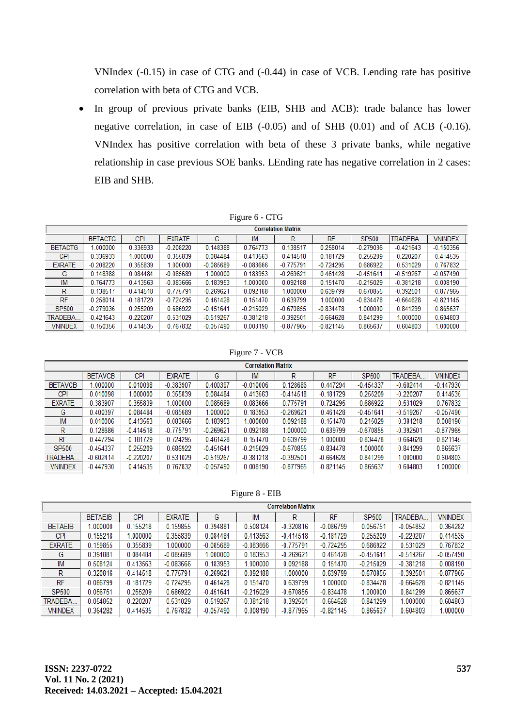VNIndex (-0.15) in case of CTG and (-0.44) in case of VCB. Lending rate has positive correlation with beta of CTG and VCB.

- In group of previous private banks (EIB, SHB and ACB): trade balance has lower negative correlation, in case of EIB (-0.05) and of SHB (0.01) and of ACB (-0.16). VNIndex has positive correlation with beta of these 3 private banks, while negative relationship in case previous SOE banks. LEnding rate has negative correlation in 2 cases: EIB and SHB.

Figure 6 - CTG

Correlation Matrix

| | BETACTG | CPI | EXRATE | G | IM | R | RF | SP500 | TRADEBA... | VNINDEX |
|---|---|---|---|---|---|---|---|---|---|---|
| BETACTG | 1.000000 | 0.336933 | -0.208220 | 0.148388 | 0.764773 | 0.138517 | 0.258014 | -0.279036 | -0.421643 | -0.150356 |
| CPI | 0.336933 | 1.000000 | 0.355839 | 0.084484 | 0.413563 | -0.414518 | -0.181729 | 0.255209 | -0.220207 | 0.414535 |
| EXRATE | -0.208220 | 0.355839 | 1.000000 | -0.085689 | -0.083666 | -0.775791 | -0.724295 | 0.686922 | 0.531029 | 0.767832 |
| G | 0.148388 | 0.084484 | -0.085689 | 1.000000 | 0.183953 | -0.269621 | 0.461428 | -0.451641 | -0.519267 | -0.057490 |
| IM | 0.764773 | 0.413563 | -0.083666 | 0.183953 | 1.000000 | 0.092188 | 0.151470 | -0.215029 | -0.381218 | 0.008190 |
| R | 0.138517 | -0.414518 | -0.775791 | -0.269621 | 0.092188 | 1.000000 | 0.639799 | -0.670855 | -0.392501 | -0.877965 |
| RF | 0.258014 | -0.181729 | -0.724295 | 0.461428 | 0.151470 | 0.639799 | 1.000000 | -0.834478 | -0.664628 | -0.821145 |
| SP500 | -0.279036 | 0.255209 | 0.686922 | -0.451641 | -0.215029 | -0.670855 | -0.834478 | 1.000000 | 0.841299 | 0.865637 |
| TRADEBA... | -0.421643 | -0.220207 | 0.531029 | -0.519267 | -0.381218 | -0.392501 | -0.664628 | 0.841299 | 1.000000 | 0.604803 |
| VNINDEX | -0.150356 | 0.414535 | 0.767832 | -0.057490 | 0.008190 | -0.877965 | -0.821145 | 0.865637 | 0.604803 | 1.000000 |

Figure 7 - VCB

Correlation Matrix

| | BETAVCB | CPI | EXRATE | G | IM | R | RF | SP500 | TRADEBA... | VNINDEX |
|---|---|---|---|---|---|---|---|---|---|---|
| BETAVCB | 1.000000 | 0.010098 | -0.383907 | 0.400397 | -0.010006 | 0.128686 | 0.447294 | -0.454337 | -0.602414 | -0.447930 |
| CPI | 0.010098 | 1.000000 | 0.355839 | 0.084484 | 0.413563 | -0.414518 | -0.181729 | 0.255209 | -0.220207 | 0.414535 |
| EXRATE | -0.383907 | 0.355839 | 1.000000 | -0.085689 | -0.083666 | -0.775791 | -0.724295 | 0.686922 | 0.531029 | 0.767832 |
| G | 0.400397 | 0.084484 | -0.085689 | 1.000000 | 0.183953 | -0.269621 | 0.461428 | -0.451641 | -0.519267 | -0.057490 |
| IM | -0.010006 | 0.413563 | -0.083666 | 0.183953 | 1.000000 | 0.092188 | 0.151470 | -0.215029 | -0.381218 | 0.008190 |
| R | 0.128686 | -0.414518 | -0.775791 | -0.269621 | 0.092188 | 1.000000 | 0.639799 | -0.670855 | -0.392501 | -0.877965 |
| RF | 0.447294 | -0.181729 | -0.724295 | 0.461428 | 0.151470 | 0.639799 | 1.000000 | -0.834478 | -0.664628 | -0.821145 |
| SP500 | -0.454337 | 0.255209 | 0.686922 | -0.451641 | -0.215029 | -0.670855 | -0.834478 | 1.000000 | 0.841299 | 0.865637 |
| TRADEBA... | -0.602414 | -0.220207 | 0.531029 | -0.519267 | -0.381218 | -0.392501 | -0.664628 | 0.841299 | 1.000000 | 0.604803 |
| VNINDEX | -0.447930 | 0.414535 | 0.767832 | -0.057490 | 0.008190 | -0.877965 | -0.821145 | 0.865637 | 0.604803 | 1.000000 |

Figure 8 - EIB

Correlation Matrix

| | BETAEIB | CPI | EXRATE | G | IM | R | RF | SP500 | TRADEBA... | VNINDEX |
|---|---|---|---|---|---|---|---|---|---|---|
| BETAEIB | 1.000000 | 0.155218 | 0.159855 | 0.394881 | 0.508124 | -0.320816 | -0.086799 | 0.056751 | -0.054852 | 0.364282 |
| CPI | 0.155218 | 1.000000 | 0.355839 | 0.084484 | 0.413563 | -0.414518 | -0.181729 | 0.255209 | -0.220207 | 0.414535 |
| EXRATE | 0.159855 | 0.355839 | 1.000000 | -0.085689 | -0.083666 | -0.775791 | -0.724295 | 0.686922 | 0.531029 | 0.767832 |
| G | 0.394881 | 0.084484 | -0.085689 | 1.000000 | 0.183953 | -0.269621 | 0.461428 | -0.451641 | -0.519267 | -0.057490 |
| IM | 0.508124 | 0.413563 | -0.083666 | 0.183953 | 1.000000 | 0.092188 | 0.151470 | -0.215029 | -0.381218 | 0.008190 |
| R | -0.320816 | -0.414518 | -0.775791 | -0.269621 | 0.092188 | 1.000000 | 0.639799 | -0.670855 | -0.392501 | -0.877965 |
| RF | -0.086799 | -0.181729 | -0.724295 | 0.461428 | 0.151470 | 0.639799 | 1.000000 | -0.834478 | -0.664628 | -0.821145 |
| SP500 | 0.056751 | 0.255209 | 0.686922 | -0.451641 | -0.215029 | -0.670855 | -0.834478 | 1.000000 | 0.841299 | 0.865637 |
| TRADEBA... | -0.054852 | -0.220207 | 0.531029 | -0.519267 | -0.381218 | -0.392501 | -0.664628 | 0.841299 | 1.000000 | 0.604803 |
| VNINDEX | 0.364282 | 0.414535 | 0.767832 | -0.057490 | 0.008190 | -0.877965 | -0.821145 | 0.865637 | 0.604803 | 1.000000 |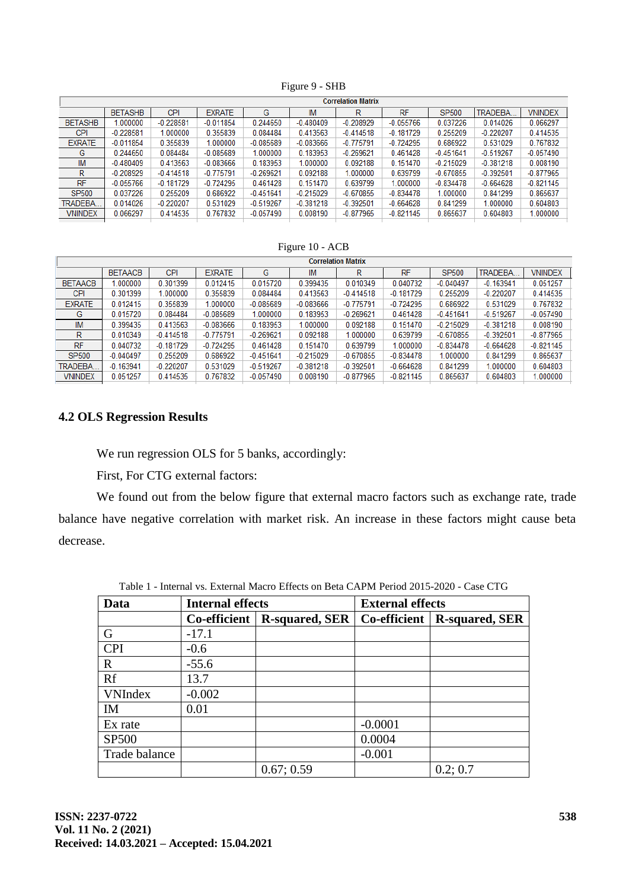Figure 9 - SHB

| Correlation Matrix | | | | | | | | | | |
|---|---|---|---|---|---|---|---|---|---|---|
| | BETASHB | CPI | EXRATE | G | IM | R | RF | SP500 | TRADEBA... | VNINDEX |
| BETASHB | 1.000000 | -0.228581 | -0.011854 | 0.244650 | -0.480409 | -0.208929 | -0.055766 | 0.037226 | 0.014026 | 0.066297 |
| CPI | -0.228581 | 1.000000 | 0.355839 | 0.084484 | 0.413563 | -0.414518 | -0.181729 | 0.255209 | -0.220207 | 0.414535 |
| EXRATE | -0.011854 | 0.355839 | 1.000000 | -0.085689 | -0.083666 | -0.775791 | -0.724295 | 0.686922 | 0.531029 | 0.767832 |
| G | 0.244650 | 0.084484 | -0.085689 | 1.000000 | 0.183953 | -0.269621 | 0.461428 | -0.451641 | -0.519267 | -0.057490 |
| IM | -0.480409 | 0.413563 | -0.083666 | 0.183953 | 1.000000 | 0.092188 | 0.151470 | -0.215029 | -0.381218 | 0.008190 |
| R | -0.208929 | -0.414518 | -0.775791 | -0.269621 | 0.092188 | 1.000000 | 0.639799 | -0.670855 | -0.392501 | -0.877965 |
| RF | -0.055766 | -0.181729 | -0.724295 | 0.461428 | 0.151470 | 0.639799 | 1.000000 | -0.834478 | -0.664628 | -0.821145 |
| SP500 | 0.037226 | 0.255209 | 0.686922 | -0.451641 | -0.215029 | -0.670855 | -0.834478 | 1.000000 | 0.841299 | 0.865637 |
| TRADEBA... | 0.014026 | -0.220207 | 0.531029 | -0.519267 | -0.381218 | -0.392501 | -0.664628 | 0.841299 | 1.000000 | 0.604803 |
| VNINDEX | 0.066297 | 0.414535 | 0.767832 | -0.057490 | 0.008190 | -0.877965 | -0.821145 | 0.865637 | 0.604803 | 1.000000 |

Figure 10 - ACB

| Correlation Matrix | | | | | | | | | | |
|---|---|---|---|---|---|---|---|---|---|---|
| | BETAACB | CPI | EXRATE | G | IM | R | RF | SP500 | TRADEBA... | VNINDEX |
| BETAACB | 1.000000 | 0.301399 | 0.012415 | 0.015720 | 0.399435 | 0.010349 | 0.040732 | -0.040497 | -0.163941 | 0.051257 |
| CPI | 0.301399 | 1.000000 | 0.355839 | 0.084484 | 0.413563 | -0.414518 | -0.181729 | 0.255209 | -0.220207 | 0.414535 |
| EXRATE | 0.012415 | 0.355839 | 1.000000 | -0.085689 | -0.083666 | -0.775791 | -0.724295 | 0.686922 | 0.531029 | 0.767832 |
| G | 0.015720 | 0.084484 | -0.085689 | 1.000000 | 0.183953 | -0.269621 | 0.461428 | -0.451641 | -0.519267 | -0.057490 |
| IM | 0.399435 | 0.413563 | -0.083666 | 0.183953 | 1.000000 | 0.092188 | 0.151470 | -0.215029 | -0.381218 | 0.008190 |
| R | 0.010349 | -0.414518 | -0.775791 | -0.269621 | 0.092188 | 1.000000 | 0.639799 | -0.670855 | -0.392501 | -0.877965 |
| RF | 0.040732 | -0.181729 | -0.724295 | 0.461428 | 0.151470 | 0.639799 | 1.000000 | -0.834478 | -0.664628 | -0.821145 |
| SP500 | -0.040497 | 0.255209 | 0.686922 | -0.451641 | -0.215029 | -0.670855 | -0.834478 | 1.000000 | 0.841299 | 0.865637 |
| TRADEBA... | -0.163941 | -0.220207 | 0.531029 | -0.519267 | -0.381218 | -0.392501 | -0.664628 | 0.841299 | 1.000000 | 0.604803 |
| VNINDEX | 0.051257 | 0.414535 | 0.767832 | -0.057490 | 0.008190 | -0.877965 | -0.821145 | 0.865637 | 0.604803 | 1.000000 |

### 4.2 OLS Regression Results

We run regression OLS for 5 banks, accordingly:

First, For CTG external factors:

We found out from the below figure that external macro factors such as exchange rate, trade balance have negative correlation with market risk. An increase in these factors might cause beta decrease.

Table 1 - Internal vs. External Macro Effects on Beta CAPM Period 2015-2020 - Case CTG

| Data | Internal effects | | External effects | |
|---|---|---|---|---|
| | Co-efficient | R-squared, SER | Co-efficient | R-squared, SER |
| G | -17.1 | | | |
| CPI | -0.6 | | | |
| R | -55.6 | | | |
| Rf | 13.7 | | | |
| VNIndex | -0.002 | | | |
| IM | 0.01 | | | |
| Ex rate | | | -0.0001 | |
| SP500 | | | 0.0004 | |
| Trade balance | | | -0.001 | |
| | | 0.67; 0.59 | | 0.2; 0.7 |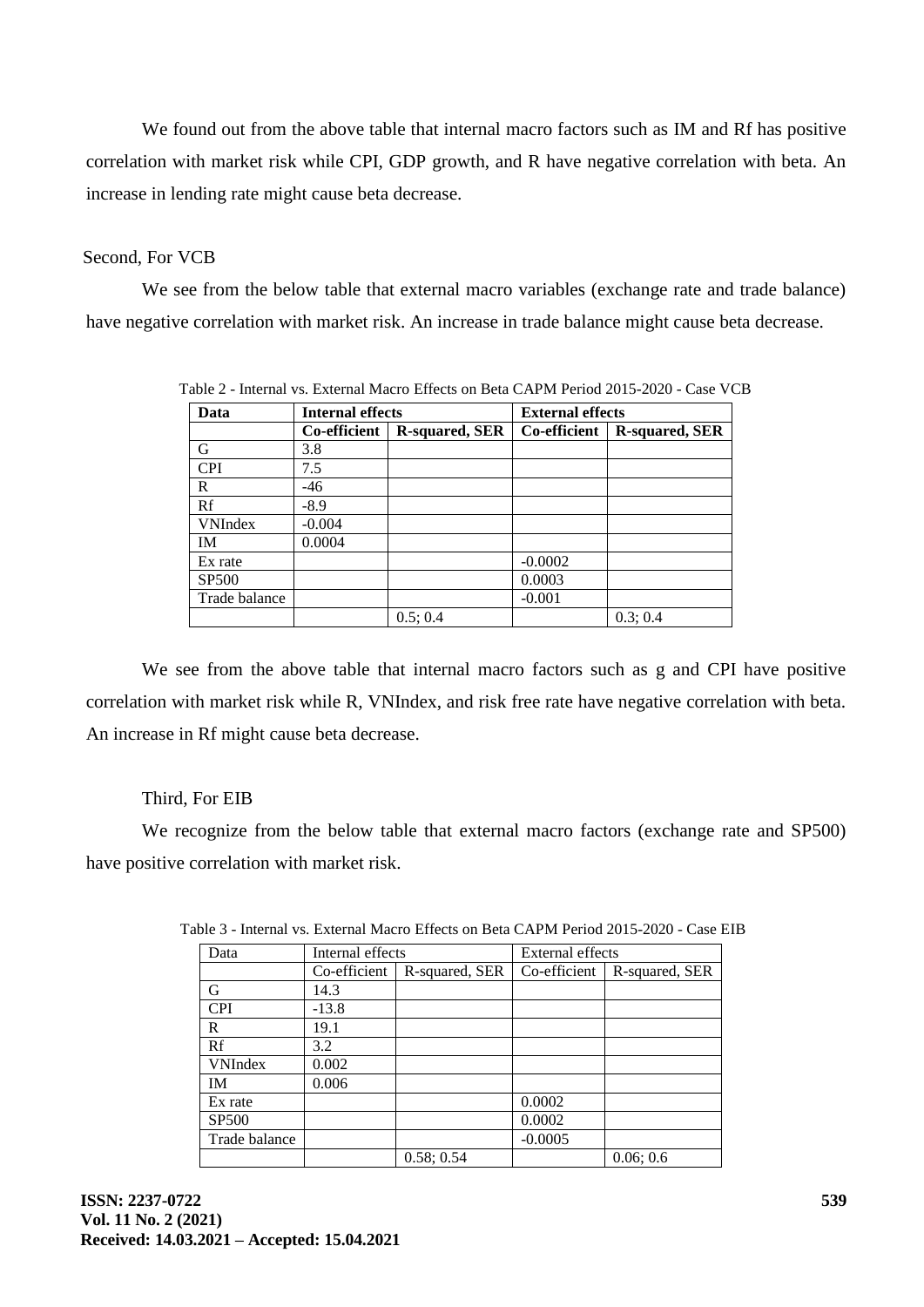We found out from the above table that internal macro factors such as IM and Rf has positive correlation with market risk while CPI, GDP growth, and R have negative correlation with beta. An increase in lending rate might cause beta decrease.

Second, For VCB

We see from the below table that external macro variables (exchange rate and trade balance) have negative correlation with market risk. An increase in trade balance might cause beta decrease.

Table 2 - Internal vs. External Macro Effects on Beta CAPM Period 2015-2020 - Case VCB

| **Data** | **Internal effects** | | **External effects** | |
|---|---|---|---|---|
| | **Co-efficient** | **R-squared, SER** | **Co-efficient** | **R-squared, SER** |
| G | 3.8 | | | |
| CPI | 7.5 | | | |
| R | -46 | | | |
| Rf | -8.9 | | | |
| VNIndex | -0.004 | | | |
| IM | 0.0004 | | | |
| Ex rate | | | -0.0002 | |
| SP500 | | | 0.0003 | |
| Trade balance | | | -0.001 | |
| | | 0.5; 0.4 | | 0.3; 0.4 |

We see from the above table that internal macro factors such as g and CPI have positive correlation with market risk while R, VNIndex, and risk free rate have negative correlation with beta. An increase in Rf might cause beta decrease.

Third, For EIB

We recognize from the below table that external macro factors (exchange rate and SP500) have positive correlation with market risk.

Table 3 - Internal vs. External Macro Effects on Beta CAPM Period 2015-2020 - Case EIB

| Data | Internal effects | | External effects | |
|---|---|---|---|---|
| | Co-efficient | R-squared, SER | Co-efficient | R-squared, SER |
| G | 14.3 | | | |
| CPI | -13.8 | | | |
| R | 19.1 | | | |
| Rf | 3.2 | | | |
| VNIndex | 0.002 | | | |
| IM | 0.006 | | | |
| Ex rate | | | 0.0002 | |
| SP500 | | | 0.0002 | |
| Trade balance | | | -0.0005 | |
| | | 0.58; 0.54 | | 0.06; 0.6 |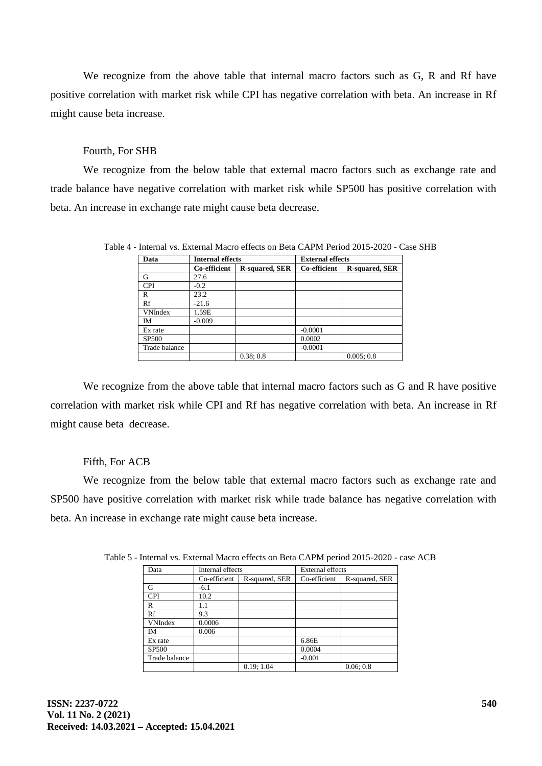We recognize from the above table that internal macro factors such as G, R and Rf have positive correlation with market risk while CPI has negative correlation with beta. An increase in Rf might cause beta increase.

Fourth, For SHB

We recognize from the below table that external macro factors such as exchange rate and trade balance have negative correlation with market risk while SP500 has positive correlation with beta. An increase in exchange rate might cause beta decrease.

Table 4 - Internal vs. External Macro effects on Beta CAPM Period 2015-2020 - Case SHB

| **Data** | **Internal effects** | | **External effects** | |
|---|---|---|---|---|
| | **Co-efficient** | **R-squared, SER** | **Co-efficient** | **R-squared, SER** |
| G | 27.6 | | | |
| CPI | -0.2 | | | |
| R | 23.2 | | | |
| Rf | -21.6 | | | |
| VNIndex | 1.59E | | | |
| IM | -0.009 | | | |
| Ex rate | | | -0.0001 | |
| SP500 | | | 0.0002 | |
| Trade balance | | | -0.0001 | |
| | | 0.38; 0.8 | | 0.005; 0.8 |

We recognize from the above table that internal macro factors such as G and R have positive correlation with market risk while CPI and Rf has negative correlation with beta. An increase in Rf might cause beta decrease.

Fifth, For ACB

We recognize from the below table that external macro factors such as exchange rate and SP500 have positive correlation with market risk while trade balance has negative correlation with beta. An increase in exchange rate might cause beta increase.

Table 5 - Internal vs. External Macro effects on Beta CAPM period 2015-2020 - case ACB

| Data | Internal effects | | External effects | |
|---|---|---|---|---|
| | Co-efficient | R-squared, SER | Co-efficient | R-squared, SER |
| G | -6.1 | | | |
| CPI | 10.2 | | | |
| R | 1.1 | | | |
| Rf | 9.3 | | | |
| VNIndex | 0.0006 | | | |
| IM | 0.006 | | | |
| Ex rate | | | 6.86E | |
| SP500 | | | 0.0004 | |
| Trade balance | | | -0.001 | |
| | | 0.19; 1.04 | | 0.06; 0.8 |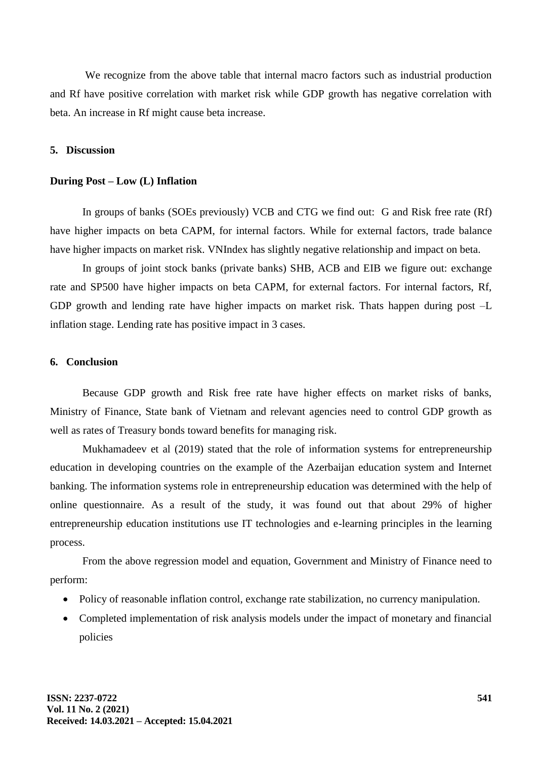We recognize from the above table that internal macro factors such as industrial production and Rf have positive correlation with market risk while GDP growth has negative correlation with beta. An increase in Rf might cause beta increase.

## 5. Discussion

**During Post – Low (L) Inflation**

In groups of banks (SOEs previously) VCB and CTG we find out: G and Risk free rate (Rf) have higher impacts on beta CAPM, for internal factors. While for external factors, trade balance have higher impacts on market risk. VNIndex has slightly negative relationship and impact on beta.

In groups of joint stock banks (private banks) SHB, ACB and EIB we figure out: exchange rate and SP500 have higher impacts on beta CAPM, for external factors. For internal factors, Rf, GDP growth and lending rate have higher impacts on market risk. Thats happen during post –L inflation stage. Lending rate has positive impact in 3 cases.

## 6. Conclusion

Because GDP growth and Risk free rate have higher effects on market risks of banks, Ministry of Finance, State bank of Vietnam and relevant agencies need to control GDP growth as well as rates of Treasury bonds toward benefits for managing risk.

Mukhamadeev et al (2019) stated that the role of information systems for entrepreneurship education in developing countries on the example of the Azerbaijan education system and Internet banking. The information systems role in entrepreneurship education was determined with the help of online questionnaire. As a result of the study, it was found out that about 29% of higher entrepreneurship education institutions use IT technologies and e-learning principles in the learning process.

From the above regression model and equation, Government and Ministry of Finance need to perform:

- Policy of reasonable inflation control, exchange rate stabilization, no currency manipulation.
- Completed implementation of risk analysis models under the impact of monetary and financial policies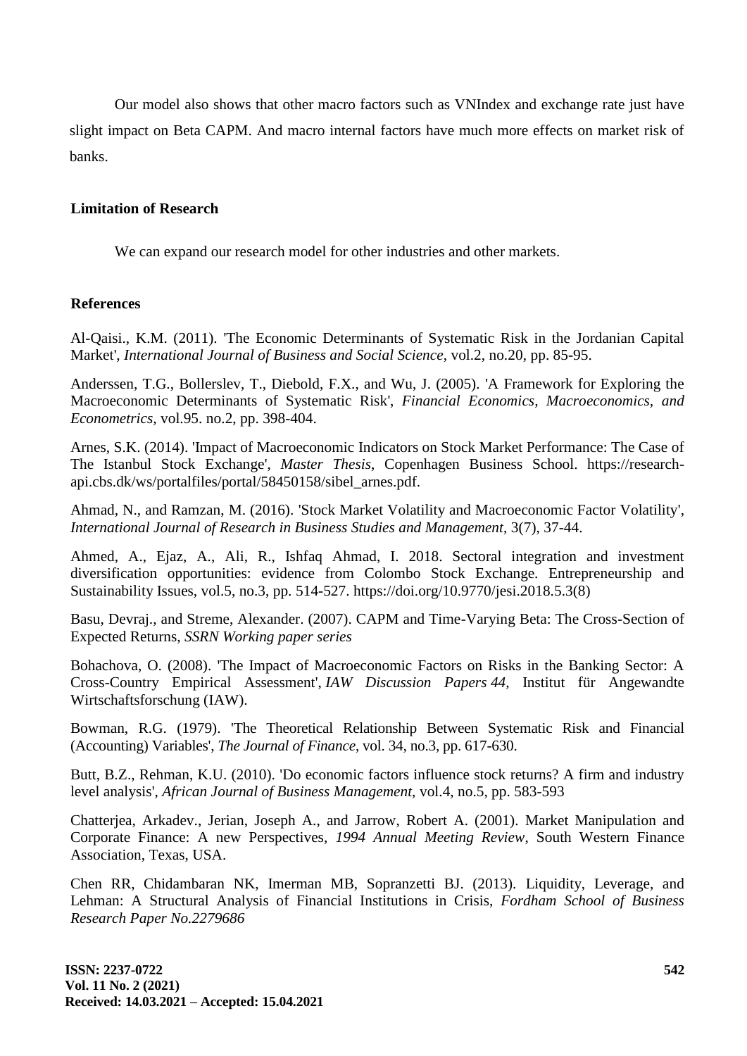Our model also shows that other macro factors such as VNIndex and exchange rate just have slight impact on Beta CAPM. And macro internal factors have much more effects on market risk of banks.

## Limitation of Research

We can expand our research model for other industries and other markets.

## References

Al-Qaisi., K.M. (2011). 'The Economic Determinants of Systematic Risk in the Jordanian Capital Market', *International Journal of Business and Social Science*, vol.2, no.20, pp. 85-95.

Anderssen, T.G., Bollerslev, T., Diebold, F.X., and Wu, J. (2005). 'A Framework for Exploring the Macroeconomic Determinants of Systematic Risk', *Financial Economics, Macroeconomics, and Econometrics,* vol.95. no.2, pp. 398-404.

Arnes, S.K. (2014). 'Impact of Macroeconomic Indicators on Stock Market Performance: The Case of The Istanbul Stock Exchange', *Master Thesis*, Copenhagen Business School. https://research-api.cbs.dk/ws/portalfiles/portal/58450158/sibel_arnes.pdf.

Ahmad, N., and Ramzan, M. (2016). 'Stock Market Volatility and Macroeconomic Factor Volatility', *International Journal of Research in Business Studies and Management*, 3(7), 37-44.

Ahmed, A., Ejaz, A., Ali, R., Ishfaq Ahmad, I. 2018. Sectoral integration and investment diversification opportunities: evidence from Colombo Stock Exchange. Entrepreneurship and Sustainability Issues, vol.5, no.3, pp. 514-527. https://doi.org/10.9770/jesi.2018.5.3(8)

Basu, Devraj., and Streme, Alexander. (2007). CAPM and Time-Varying Beta: The Cross-Section of Expected Returns, *SSRN Working paper series*

Bohachova, O. (2008). 'The Impact of Macroeconomic Factors on Risks in the Banking Sector: A Cross-Country Empirical Assessment', *IAW Discussion Papers 44,* Institut für Angewandte Wirtschaftsforschung (IAW).

Bowman, R.G. (1979). 'The Theoretical Relationship Between Systematic Risk and Financial (Accounting) Variables', *The Journal of Finance*, vol. 34, no.3, pp. 617-630.

Butt, B.Z., Rehman, K.U. (2010). 'Do economic factors influence stock returns? A firm and industry level analysis', *African Journal of Business Management,* vol.4, no.5, pp. 583-593

Chatterjea, Arkadev., Jerian, Joseph A., and Jarrow, Robert A. (2001). Market Manipulation and Corporate Finance: A new Perspectives, *1994 Annual Meeting Review*, South Western Finance Association, Texas, USA.

Chen RR, Chidambaran NK, Imerman MB, Sopranzetti BJ. (2013). Liquidity, Leverage, and Lehman: A Structural Analysis of Financial Institutions in Crisis, *Fordham School of Business Research Paper No.2279686*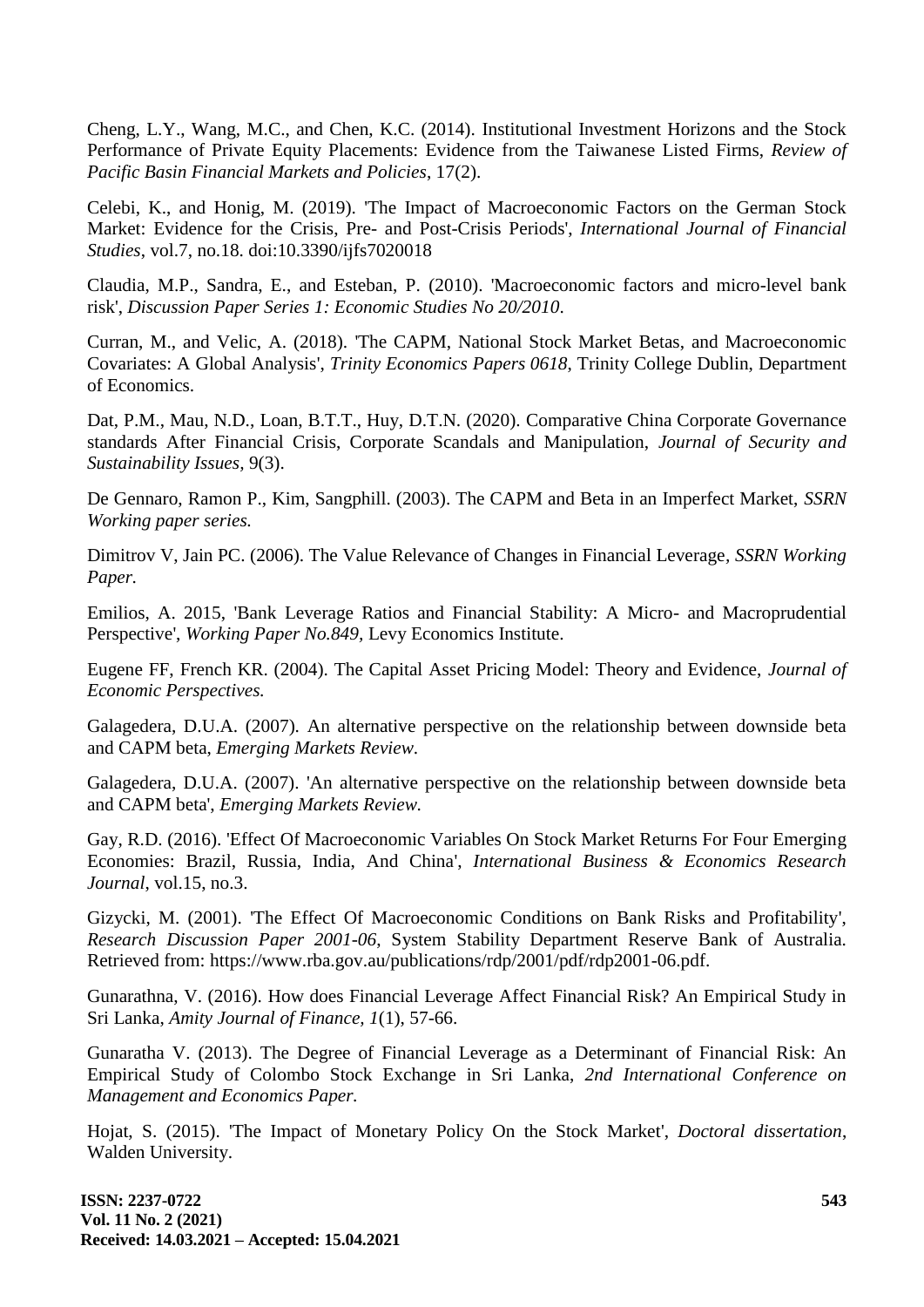Cheng, L.Y., Wang, M.C., and Chen, K.C. (2014). Institutional Investment Horizons and the Stock Performance of Private Equity Placements: Evidence from the Taiwanese Listed Firms, *Review of Pacific Basin Financial Markets and Policies*, 17(2).

Celebi, K., and Honig, M. (2019). 'The Impact of Macroeconomic Factors on the German Stock Market: Evidence for the Crisis, Pre- and Post-Crisis Periods', *International Journal of Financial Studies*, vol.7, no.18. doi:10.3390/ijfs7020018

Claudia, M.P., Sandra, E., and Esteban, P. (2010). 'Macroeconomic factors and micro-level bank risk', *Discussion Paper Series 1: Economic Studies No 20/2010*.

Curran, M., and Velic, A. (2018). 'The CAPM, National Stock Market Betas, and Macroeconomic Covariates: A Global Analysis', *Trinity Economics Papers 0618*, Trinity College Dublin, Department of Economics.

Dat, P.M., Mau, N.D., Loan, B.T.T., Huy, D.T.N. (2020). Comparative China Corporate Governance standards After Financial Crisis, Corporate Scandals and Manipulation, *Journal of Security and Sustainability Issues*, 9(3).

De Gennaro, Ramon P., Kim, Sangphill. (2003). The CAPM and Beta in an Imperfect Market, *SSRN Working paper series.*

Dimitrov V, Jain PC. (2006). The Value Relevance of Changes in Financial Leverage, *SSRN Working Paper.*

Emilios, A. 2015, 'Bank Leverage Ratios and Financial Stability: A Micro- and Macroprudential Perspective', *Working Paper No.849*, Levy Economics Institute.

Eugene FF, French KR. (2004). The Capital Asset Pricing Model: Theory and Evidence, *Journal of Economic Perspectives.*

Galagedera, D.U.A. (2007). An alternative perspective on the relationship between downside beta and CAPM beta, *Emerging Markets Review.*

Galagedera, D.U.A. (2007). 'An alternative perspective on the relationship between downside beta and CAPM beta', *Emerging Markets Review.*

Gay, R.D. (2016). 'Effect Of Macroeconomic Variables On Stock Market Returns For Four Emerging Economies: Brazil, Russia, India, And China', *International Business & Economics Research Journal*, vol.15, no.3.

Gizycki, M. (2001). 'The Effect Of Macroeconomic Conditions on Bank Risks and Profitability', *Research Discussion Paper 2001-06*, System Stability Department Reserve Bank of Australia. Retrieved from: https://www.rba.gov.au/publications/rdp/2001/pdf/rdp2001-06.pdf.

Gunarathna, V. (2016). How does Financial Leverage Affect Financial Risk? An Empirical Study in Sri Lanka, *Amity Journal of Finance, 1*(1), 57-66.

Gunaratha V. (2013). The Degree of Financial Leverage as a Determinant of Financial Risk: An Empirical Study of Colombo Stock Exchange in Sri Lanka, *2nd International Conference on Management and Economics Paper.*

Hojat, S. (2015). 'The Impact of Monetary Policy On the Stock Market', *Doctoral dissertation*, Walden University.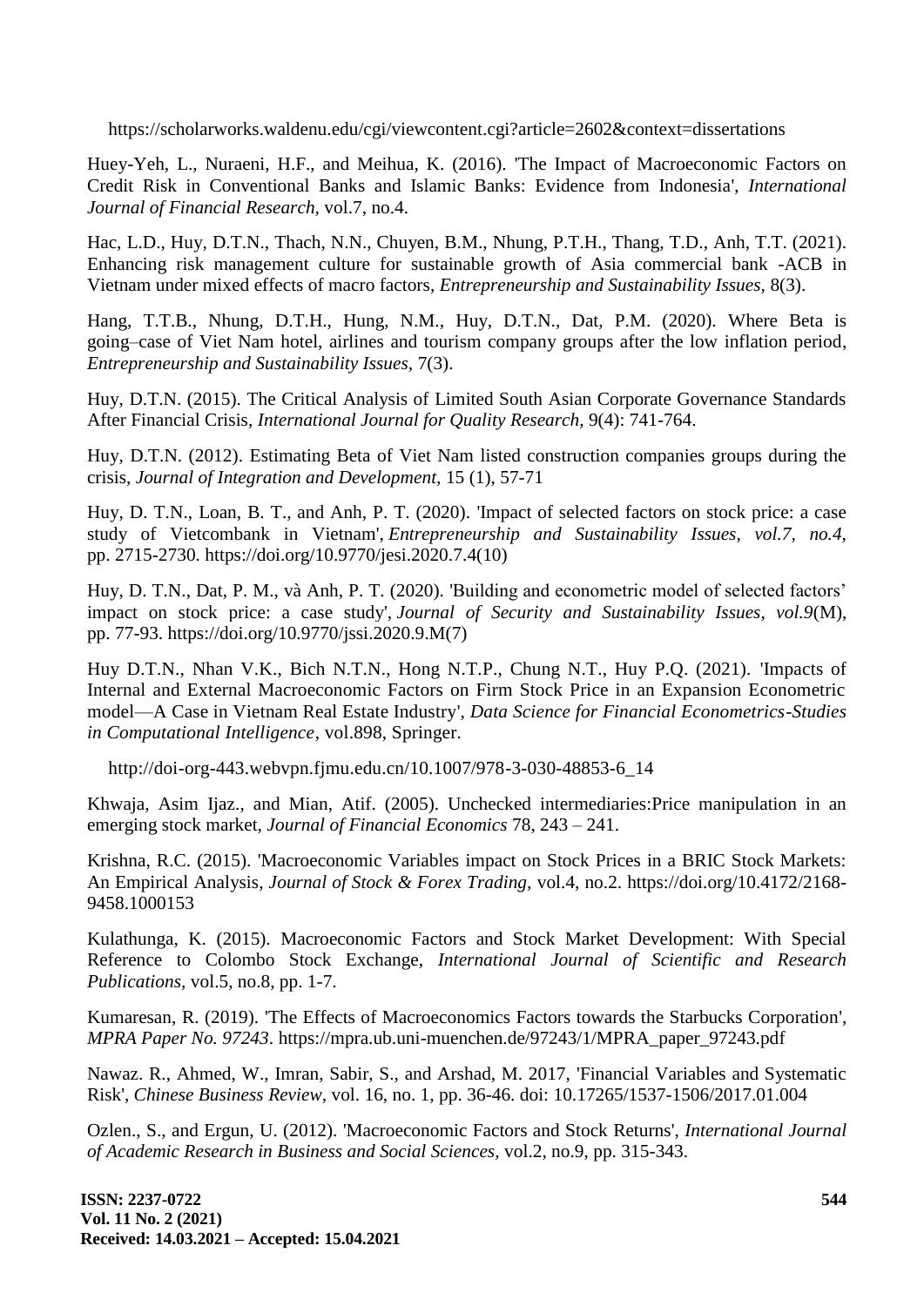https://scholarworks.waldenu.edu/cgi/viewcontent.cgi?article=2602&context=dissertations

Huey-Yeh, L., Nuraeni, H.F., and Meihua, K. (2016). 'The Impact of Macroeconomic Factors on Credit Risk in Conventional Banks and Islamic Banks: Evidence from Indonesia', *International Journal of Financial Research*, vol.7, no.4.

Hac, L.D., Huy, D.T.N., Thach, N.N., Chuyen, B.M., Nhung, P.T.H., Thang, T.D., Anh, T.T. (2021). Enhancing risk management culture for sustainable growth of Asia commercial bank -ACB in Vietnam under mixed effects of macro factors, *Entrepreneurship and Sustainability Issues*, 8(3).

Hang, T.T.B., Nhung, D.T.H., Hung, N.M., Huy, D.T.N., Dat, P.M. (2020). Where Beta is going–case of Viet Nam hotel, airlines and tourism company groups after the low inflation period, *Entrepreneurship and Sustainability Issues*, 7(3).

Huy, D.T.N. (2015). The Critical Analysis of Limited South Asian Corporate Governance Standards After Financial Crisis, *International Journal for Quality Research*, 9(4): 741-764.

Huy, D.T.N. (2012). Estimating Beta of Viet Nam listed construction companies groups during the crisis, *Journal of Integration and Development*, 15 (1), 57-71

Huy, D. T.N., Loan, B. T., and Anh, P. T. (2020). 'Impact of selected factors on stock price: a case study of Vietcombank in Vietnam', *Entrepreneurship and Sustainability Issues, vol.7, no.4*, pp. 2715-2730. https://doi.org/10.9770/jesi.2020.7.4(10)

Huy, D. T.N., Dat, P. M., và Anh, P. T. (2020). 'Building and econometric model of selected factors' impact on stock price: a case study', *Journal of Security and Sustainability Issues, vol.9*(M), pp. 77-93. https://doi.org/10.9770/jssi.2020.9.M(7)

Huy D.T.N., Nhan V.K., Bich N.T.N., Hong N.T.P., Chung N.T., Huy P.Q. (2021). 'Impacts of Internal and External Macroeconomic Factors on Firm Stock Price in an Expansion Econometric model—A Case in Vietnam Real Estate Industry', *Data Science for Financial Econometrics-Studies in Computational Intelligence*, vol.898, Springer.

http://doi-org-443.webvpn.fjmu.edu.cn/10.1007/978-3-030-48853-6_14

Khwaja, Asim Ijaz., and Mian, Atif. (2005). Unchecked intermediaries:Price manipulation in an emerging stock market, *Journal of Financial Economics* 78, 243 – 241.

Krishna, R.C. (2015). 'Macroeconomic Variables impact on Stock Prices in a BRIC Stock Markets: An Empirical Analysis, *Journal of Stock & Forex Trading*, vol.4, no.2. https://doi.org/10.4172/2168-9458.1000153

Kulathunga, K. (2015). Macroeconomic Factors and Stock Market Development: With Special Reference to Colombo Stock Exchange, *International Journal of Scientific and Research Publications*, vol.5, no.8, pp. 1-7.

Kumaresan, R. (2019). 'The Effects of Macroeconomics Factors towards the Starbucks Corporation', *MPRA Paper No. 97243*. https://mpra.ub.uni-muenchen.de/97243/1/MPRA_paper_97243.pdf

Nawaz. R., Ahmed, W., Imran, Sabir, S., and Arshad, M. 2017, 'Financial Variables and Systematic Risk', *Chinese Business Review*, vol. 16, no. 1, pp. 36-46. doi: 10.17265/1537-1506/2017.01.004

Ozlen., S., and Ergun, U. (2012). 'Macroeconomic Factors and Stock Returns', *International Journal of Academic Research in Business and Social Sciences*, vol.2, no.9, pp. 315-343.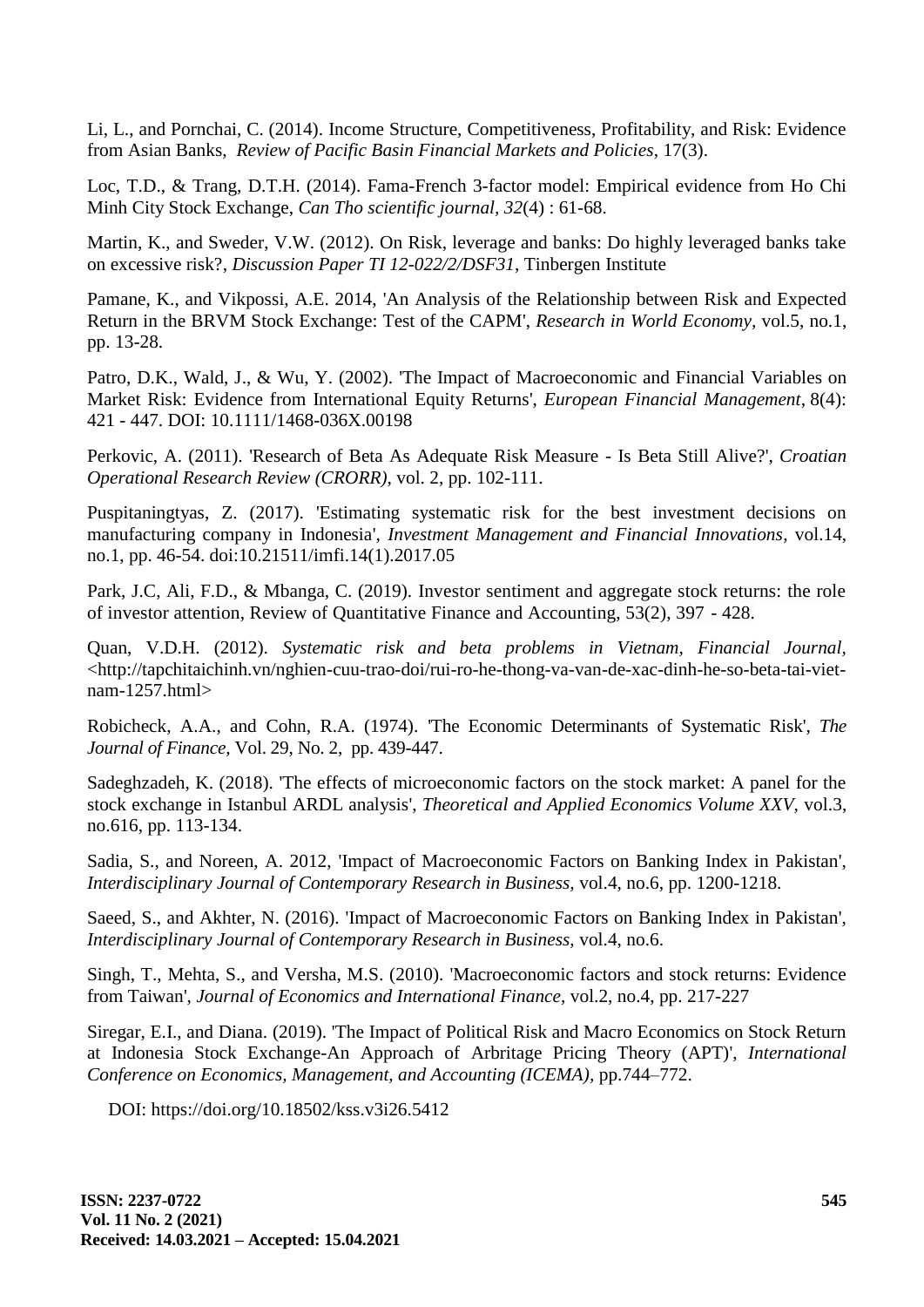Li, L., and Pornchai, C. (2014). Income Structure, Competitiveness, Profitability, and Risk: Evidence from Asian Banks, *Review of Pacific Basin Financial Markets and Policies*, 17(3).

Loc, T.D., & Trang, D.T.H. (2014). Fama-French 3-factor model: Empirical evidence from Ho Chi Minh City Stock Exchange, *Can Tho scientific journal*, *32*(4) : 61-68.

Martin, K., and Sweder, V.W. (2012). On Risk, leverage and banks: Do highly leveraged banks take on excessive risk?, *Discussion Paper TI 12-022/2/DSF31*, Tinbergen Institute

Pamane, K., and Vikpossi, A.E. 2014, 'An Analysis of the Relationship between Risk and Expected Return in the BRVM Stock Exchange: Test of the CAPM', *Research in World Economy*, vol.5, no.1, pp. 13-28.

Patro, D.K., Wald, J., & Wu, Y. (2002). 'The Impact of Macroeconomic and Financial Variables on Market Risk: Evidence from International Equity Returns', *European Financial Management*, 8(4): 421 - 447. DOI: 10.1111/1468-036X.00198

Perkovic, A. (2011). 'Research of Beta As Adequate Risk Measure - Is Beta Still Alive?', *Croatian Operational Research Review (CRORR)*, vol. 2, pp. 102-111.

Puspitaningtyas, Z. (2017). 'Estimating systematic risk for the best investment decisions on manufacturing company in Indonesia', *Investment Management and Financial Innovations*, vol.14, no.1, pp. 46-54. doi:10.21511/imfi.14(1).2017.05

Park, J.C, Ali, F.D., & Mbanga, C. (2019). Investor sentiment and aggregate stock returns: the role of investor attention, Review of Quantitative Finance and Accounting, 53(2), 397 - 428.

Quan, V.D.H. (2012). *Systematic risk and beta problems in Vietnam, Financial Journal,* <http://tapchitaichinh.vn/nghien-cuu-trao-doi/rui-ro-he-thong-va-van-de-xac-dinh-he-so-beta-tai-viet-nam-1257.html>

Robicheck, A.A., and Cohn, R.A. (1974). 'The Economic Determinants of Systematic Risk', *The Journal of Finance,* Vol. 29, No. 2, pp. 439-447.

Sadeghzadeh, K. (2018). 'The effects of microeconomic factors on the stock market: A panel for the stock exchange in Istanbul ARDL analysis', *Theoretical and Applied Economics Volume XXV*, vol.3, no.616, pp. 113-134.

Sadia, S., and Noreen, A. 2012, 'Impact of Macroeconomic Factors on Banking Index in Pakistan', *Interdisciplinary Journal of Contemporary Research in Business*, vol.4, no.6, pp. 1200-1218.

Saeed, S., and Akhter, N. (2016). 'Impact of Macroeconomic Factors on Banking Index in Pakistan', *Interdisciplinary Journal of Contemporary Research in Business*, vol.4, no.6.

Singh, T., Mehta, S., and Versha, M.S. (2010). 'Macroeconomic factors and stock returns: Evidence from Taiwan', *Journal of Economics and International Finance*, vol.2, no.4, pp. 217-227

Siregar, E.I., and Diana. (2019). 'The Impact of Political Risk and Macro Economics on Stock Return at Indonesia Stock Exchange-An Approach of Arbritage Pricing Theory (APT)', *International Conference on Economics, Management, and Accounting (ICEMA)*, pp.744–772.

DOI: https://doi.org/10.18502/kss.v3i26.5412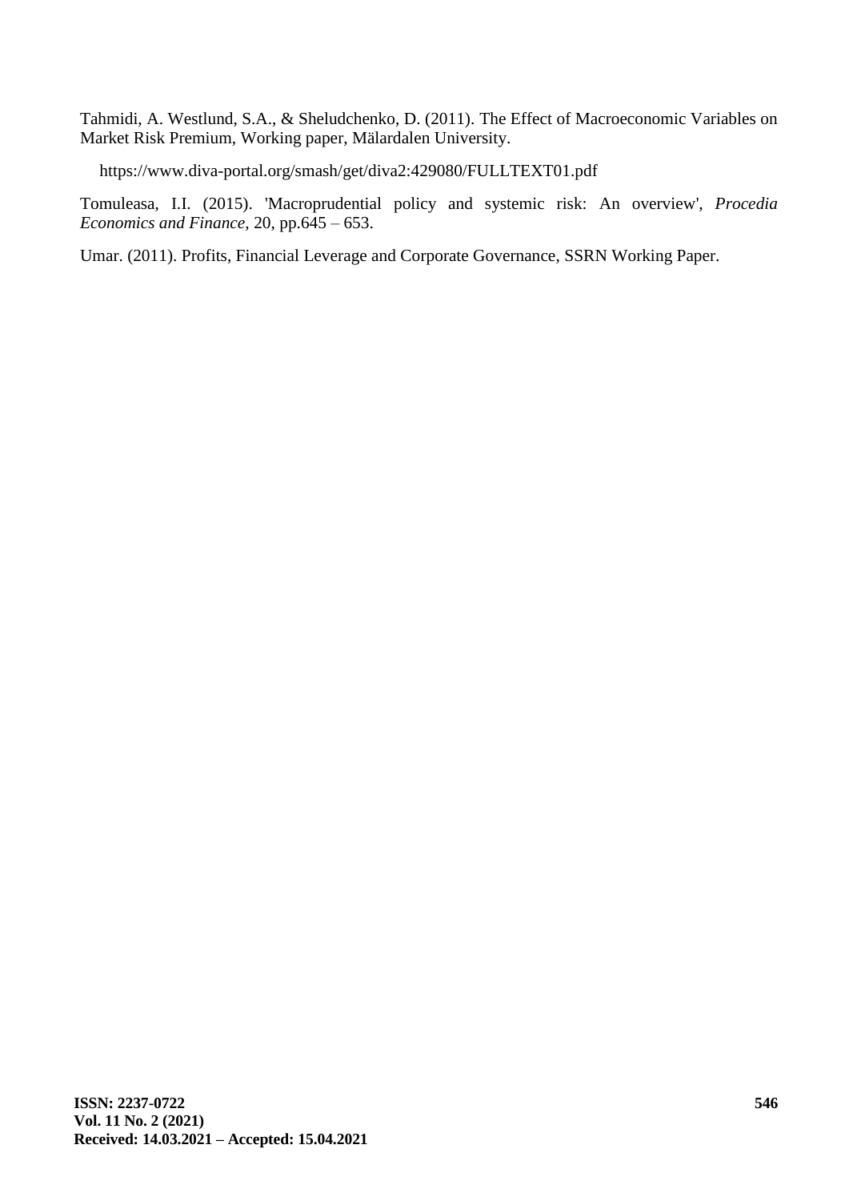Tahmidi, A. Westlund, S.A., & Sheludchenko, D. (2011). The Effect of Macroeconomic Variables on Market Risk Premium, Working paper, Mälardalen University.

https://www.diva-portal.org/smash/get/diva2:429080/FULLTEXT01.pdf

Tomuleasa, I.I. (2015). 'Macroprudential policy and systemic risk: An overview', *Procedia Economics and Finance*, 20, pp.645 – 653.

Umar. (2011). Profits, Financial Leverage and Corporate Governance, SSRN Working Paper.